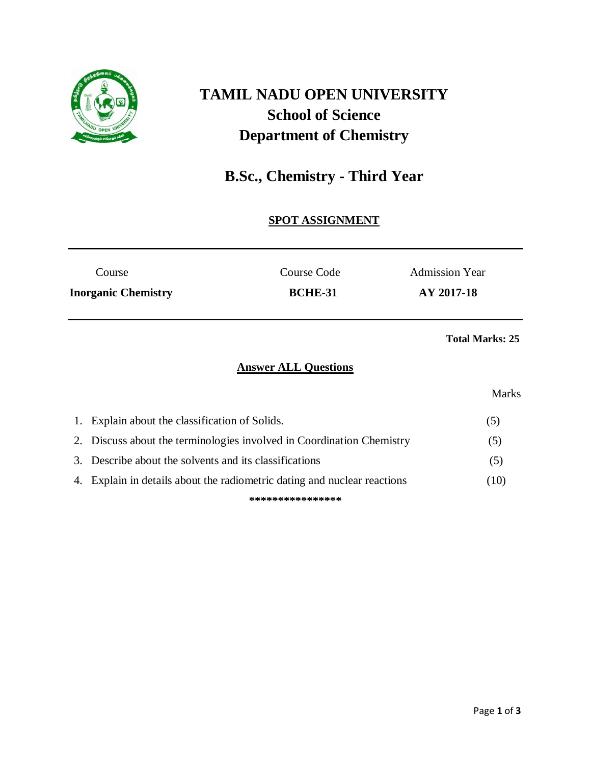# TAMIL NADU OPEN UNIVERSITY

## School of Science

## Department of Chemistry

## B.Sc., Chemistry - Third Year

**SPOT ASSIGNMENT**

| Course | Course Code | Admission Year |
|---|---|---|
| **Inorganic Chemistry** | **BCHE-31** | **AY 2017-18** |

**Total Marks: 25**

**Answer ALL Questions**

| | | Marks |
|---|---|---|
| 1. | Explain about the classification of Solids. | (5) |
| 2. | Discuss about the terminologies involved in Coordination Chemistry | (5) |
| 3. | Describe about the solvents and its classifications | (5) |
| 4. | Explain in details about the radiometric dating and nuclear reactions | (10) |

***************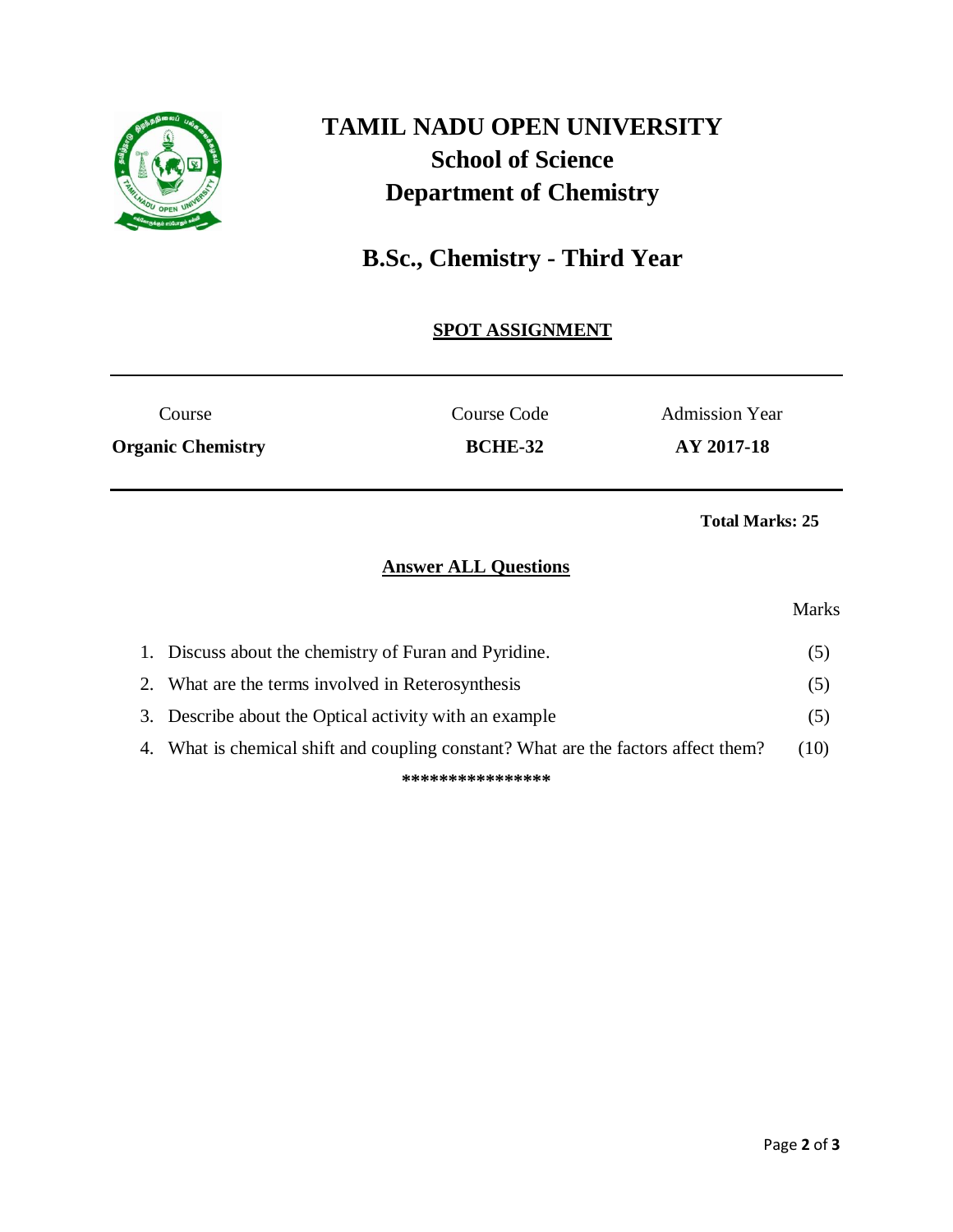# TAMIL NADU OPEN UNIVERSITY

## School of Science

## Department of Chemistry

## B.Sc., Chemistry - Third Year

**SPOT ASSIGNMENT**

| Course | Course Code | Admission Year |
|---|---|---|
| **Organic Chemistry** | **BCHE-32** | **AY 2017-18** |

**Total Marks: 25**

**Answer ALL Questions**

| | Marks |
|---|---|
| 1. Discuss about the chemistry of Furan and Pyridine. | (5) |
| 2. What are the terms involved in Reterosynthesis | (5) |
| 3. Describe about the Optical activity with an example | (5) |
| 4. What is chemical shift and coupling constant? What are the factors affect them? | (10) |

****************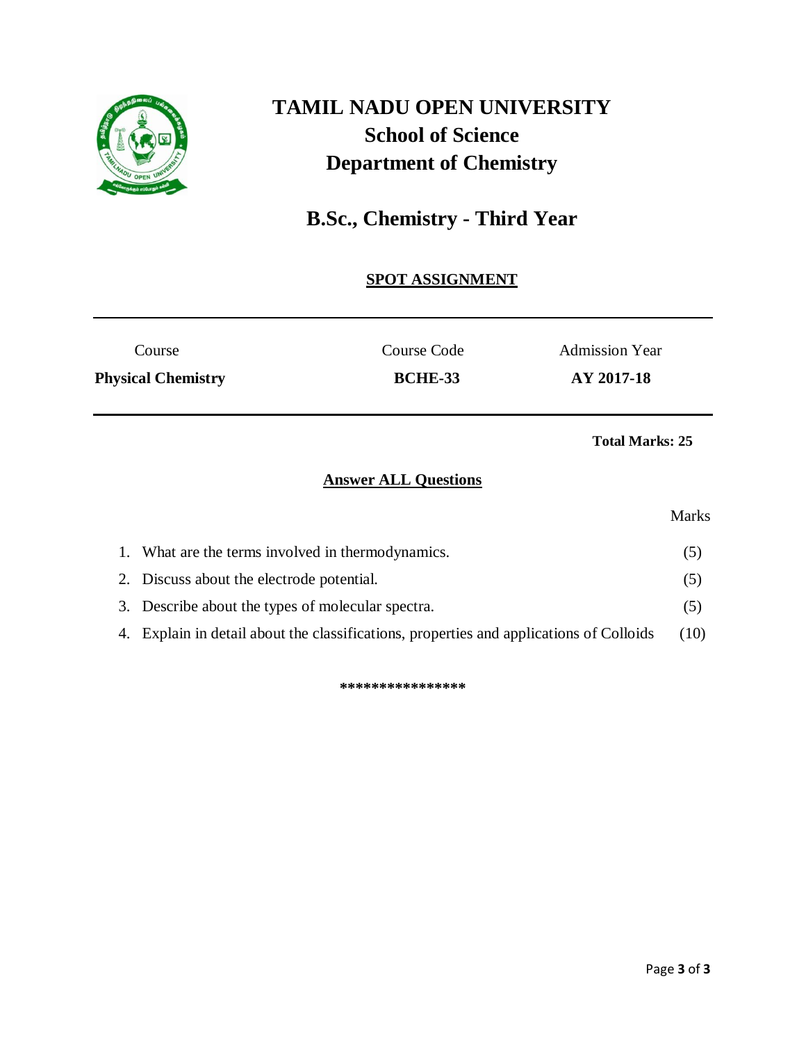# TAMIL NADU OPEN UNIVERSITY

## School of Science

## Department of Chemistry

## B.Sc., Chemistry - Third Year

**SPOT ASSIGNMENT**

| Course | Course Code | Admission Year |
|---|---|---|
| **Physical Chemistry** | **BCHE-33** | **AY 2017-18** |

**Total Marks: 25**

**Answer ALL Questions**

| | | Marks |
|---|---|---|
| 1. | What are the terms involved in thermodynamics. | (5) |
| 2. | Discuss about the electrode potential. | (5) |
| 3. | Describe about the types of molecular spectra. | (5) |
| 4. | Explain in detail about the classifications, properties and applications of Colloids | (10) |

****************